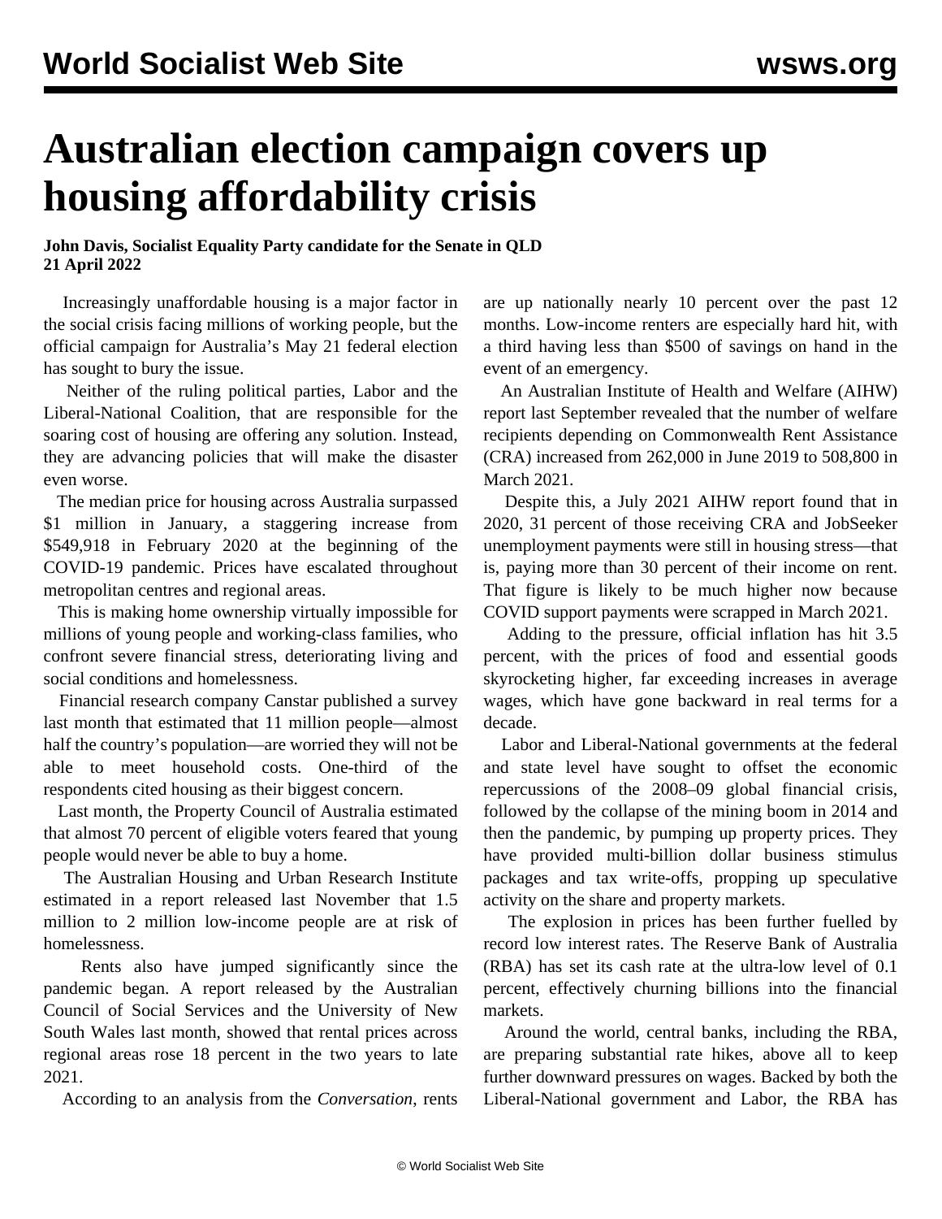# Australian election campaign covers up housing affordability crisis

**John Davis, Socialist Equality Party candidate for the Senate in QLD**
**21 April 2022**

Increasingly unaffordable housing is a major factor in the social crisis facing millions of working people, but the official campaign for Australia's May 21 federal election has sought to bury the issue.

Neither of the ruling political parties, Labor and the Liberal-National Coalition, that are responsible for the soaring cost of housing are offering any solution. Instead, they are advancing policies that will make the disaster even worse.

The median price for housing across Australia surpassed $1 million in January, a staggering increase from $549,918 in February 2020 at the beginning of the COVID-19 pandemic. Prices have escalated throughout metropolitan centres and regional areas.

This is making home ownership virtually impossible for millions of young people and working-class families, who confront severe financial stress, deteriorating living and social conditions and homelessness.

Financial research company Canstar published a survey last month that estimated that 11 million people—almost half the country's population—are worried they will not be able to meet household costs. One-third of the respondents cited housing as their biggest concern.

Last month, the Property Council of Australia estimated that almost 70 percent of eligible voters feared that young people would never be able to buy a home.

The Australian Housing and Urban Research Institute estimated in a report released last November that 1.5 million to 2 million low-income people are at risk of homelessness.

Rents also have jumped significantly since the pandemic began. A report released by the Australian Council of Social Services and the University of New South Wales last month, showed that rental prices across regional areas rose 18 percent in the two years to late 2021.

According to an analysis from the *Conversation*, rents are up nationally nearly 10 percent over the past 12 months. Low-income renters are especially hard hit, with a third having less than $500 of savings on hand in the event of an emergency.

An Australian Institute of Health and Welfare (AIHW) report last September revealed that the number of welfare recipients depending on Commonwealth Rent Assistance (CRA) increased from 262,000 in June 2019 to 508,800 in March 2021.

Despite this, a July 2021 AIHW report found that in 2020, 31 percent of those receiving CRA and JobSeeker unemployment payments were still in housing stress—that is, paying more than 30 percent of their income on rent. That figure is likely to be much higher now because COVID support payments were scrapped in March 2021.

Adding to the pressure, official inflation has hit 3.5 percent, with the prices of food and essential goods skyrocketing higher, far exceeding increases in average wages, which have gone backward in real terms for a decade.

Labor and Liberal-National governments at the federal and state level have sought to offset the economic repercussions of the 2008–09 global financial crisis, followed by the collapse of the mining boom in 2014 and then the pandemic, by pumping up property prices. They have provided multi-billion dollar business stimulus packages and tax write-offs, propping up speculative activity on the share and property markets.

The explosion in prices has been further fuelled by record low interest rates. The Reserve Bank of Australia (RBA) has set its cash rate at the ultra-low level of 0.1 percent, effectively churning billions into the financial markets.

Around the world, central banks, including the RBA, are preparing substantial rate hikes, above all to keep further downward pressures on wages. Backed by both the Liberal-National government and Labor, the RBA has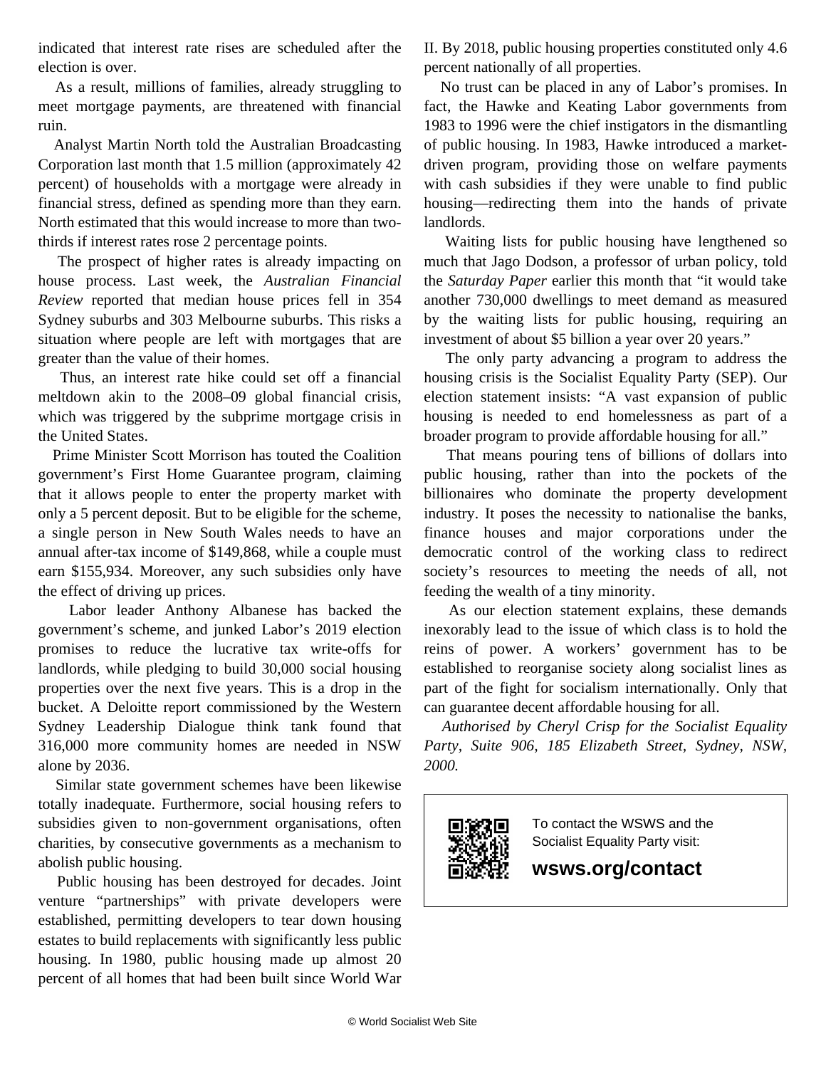indicated that interest rate rises are scheduled after the election is over.

As a result, millions of families, already struggling to meet mortgage payments, are threatened with financial ruin.

Analyst Martin North told the Australian Broadcasting Corporation last month that 1.5 million (approximately 42 percent) of households with a mortgage were already in financial stress, defined as spending more than they earn. North estimated that this would increase to more than two-thirds if interest rates rose 2 percentage points.

The prospect of higher rates is already impacting on house process. Last week, the *Australian Financial Review* reported that median house prices fell in 354 Sydney suburbs and 303 Melbourne suburbs. This risks a situation where people are left with mortgages that are greater than the value of their homes.

Thus, an interest rate hike could set off a financial meltdown akin to the 2008–09 global financial crisis, which was triggered by the subprime mortgage crisis in the United States.

Prime Minister Scott Morrison has touted the Coalition government's First Home Guarantee program, claiming that it allows people to enter the property market with only a 5 percent deposit. But to be eligible for the scheme, a single person in New South Wales needs to have an annual after-tax income of $149,868, while a couple must earn $155,934. Moreover, any such subsidies only have the effect of driving up prices.

Labor leader Anthony Albanese has backed the government's scheme, and junked Labor's 2019 election promises to reduce the lucrative tax write-offs for landlords, while pledging to build 30,000 social housing properties over the next five years. This is a drop in the bucket. A Deloitte report commissioned by the Western Sydney Leadership Dialogue think tank found that 316,000 more community homes are needed in NSW alone by 2036.

Similar state government schemes have been likewise totally inadequate. Furthermore, social housing refers to subsidies given to non-government organisations, often charities, by consecutive governments as a mechanism to abolish public housing.

Public housing has been destroyed for decades. Joint venture "partnerships" with private developers were established, permitting developers to tear down housing estates to build replacements with significantly less public housing. In 1980, public housing made up almost 20 percent of all homes that had been built since World War II. By 2018, public housing properties constituted only 4.6 percent nationally of all properties.

No trust can be placed in any of Labor's promises. In fact, the Hawke and Keating Labor governments from 1983 to 1996 were the chief instigators in the dismantling of public housing. In 1983, Hawke introduced a market-driven program, providing those on welfare payments with cash subsidies if they were unable to find public housing—redirecting them into the hands of private landlords.

Waiting lists for public housing have lengthened so much that Jago Dodson, a professor of urban policy, told the *Saturday Paper* earlier this month that "it would take another 730,000 dwellings to meet demand as measured by the waiting lists for public housing, requiring an investment of about $5 billion a year over 20 years."

The only party advancing a program to address the housing crisis is the Socialist Equality Party (SEP). Our election statement insists: "A vast expansion of public housing is needed to end homelessness as part of a broader program to provide affordable housing for all."

That means pouring tens of billions of dollars into public housing, rather than into the pockets of the billionaires who dominate the property development industry. It poses the necessity to nationalise the banks, finance houses and major corporations under the democratic control of the working class to redirect society's resources to meeting the needs of all, not feeding the wealth of a tiny minority.

As our election statement explains, these demands inexorably lead to the issue of which class is to hold the reins of power. A workers' government has to be established to reorganise society along socialist lines as part of the fight for socialism internationally. Only that can guarantee decent affordable housing for all.

*Authorised by Cheryl Crisp for the Socialist Equality Party, Suite 906, 185 Elizabeth Street, Sydney, NSW, 2000.*

To contact the WSWS and the Socialist Equality Party visit:

**wsws.org/contact**